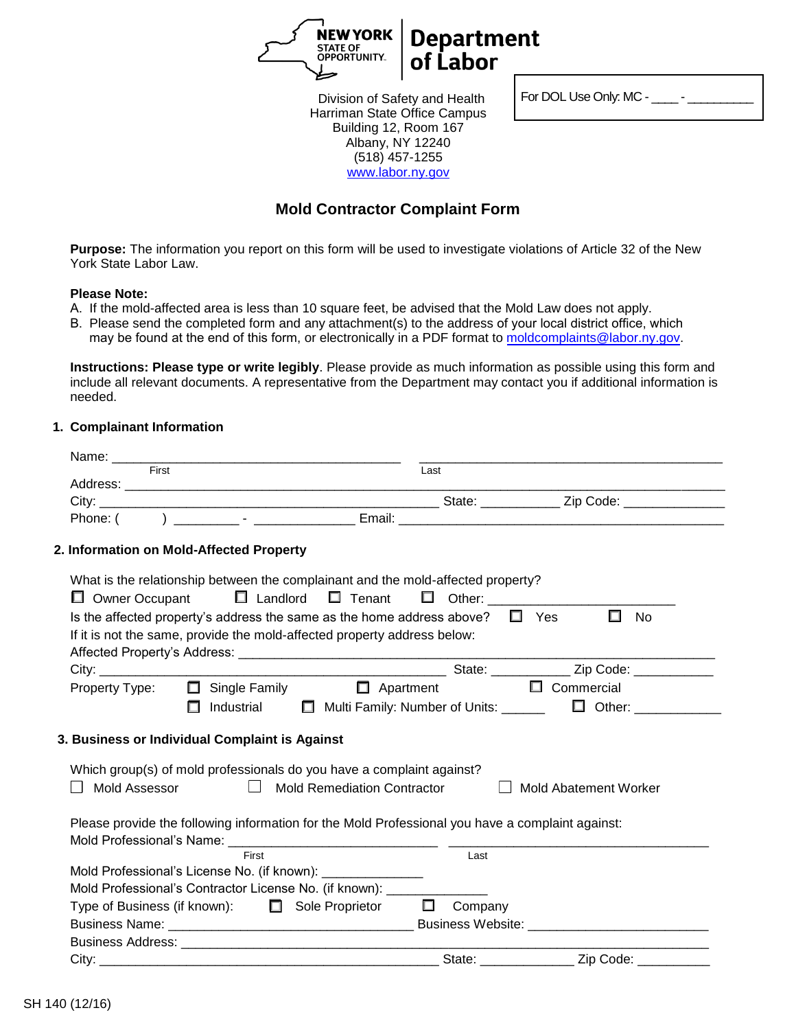NEW YORK STATE OF OPPORTUNITY. | Department of Labor

Division of Safety and Health
Harriman State Office Campus
Building 12, Room 167
Albany, NY 12240
(518) 457-1255
www.labor.ny.gov

For DOL Use Only: MC - ____ - __________

# Mold Contractor Complaint Form

**Purpose:** The information you report on this form will be used to investigate violations of Article 32 of the New York State Labor Law.

**Please Note:**

A. If the mold-affected area is less than 10 square feet, be advised that the Mold Law does not apply.
B. Please send the completed form and any attachment(s) to the address of your local district office, which may be found at the end of this form, or electronically in a PDF format to moldcomplaints@labor.ny.gov.

**Instructions: Please type or write legibly**. Please provide as much information as possible using this form and include all relevant documents. A representative from the Department may contact you if additional information is needed.

## 1. Complainant Information

Name: ________________________________________ ________________________________________
First Last

Address: ________________________________________________________________________________

City: ____________________________________________ State: ___________ Zip Code: _____________

Phone: ( ) _________ - _____________ Email: ____________________________________________

## 2. Information on Mold-Affected Property

What is the relationship between the complainant and the mold-affected property?

☐ Owner Occupant ☐ Landlord ☐ Tenant ☐ Other: _________________________

Is the affected property's address the same as the home address above? ☐ Yes ☐ No

If it is not the same, provide the mold-affected property address below:

Affected Property's Address: ______________________________________________________________

City: _____________________________________________ State: ___________ Zip Code: ___________

Property Type: ☐ Single Family ☐ Apartment ☐ Commercial
☐ Industrial ☐ Multi Family: Number of Units: ______ ☐ Other: ____________

## 3. Business or Individual Complaint is Against

Which group(s) of mold professionals do you have a complaint against?

☐ Mold Assessor ☐ Mold Remediation Contractor ☐ Mold Abatement Worker

Please provide the following information for the Mold Professional you have a complaint against:

Mold Professional's Name: ___________________________ __________________________________
First Last

Mold Professional's License No. (if known): _____________

Mold Professional's Contractor License No. (if known): _____________

Type of Business (if known): ☐ Sole Proprietor ☐ Company

Business Name: _________________________________ Business Website: ________________________

Business Address: __________________________________________________________________________

City: ____________________________________________ State: _____________ Zip Code: __________

SH 140 (12/16)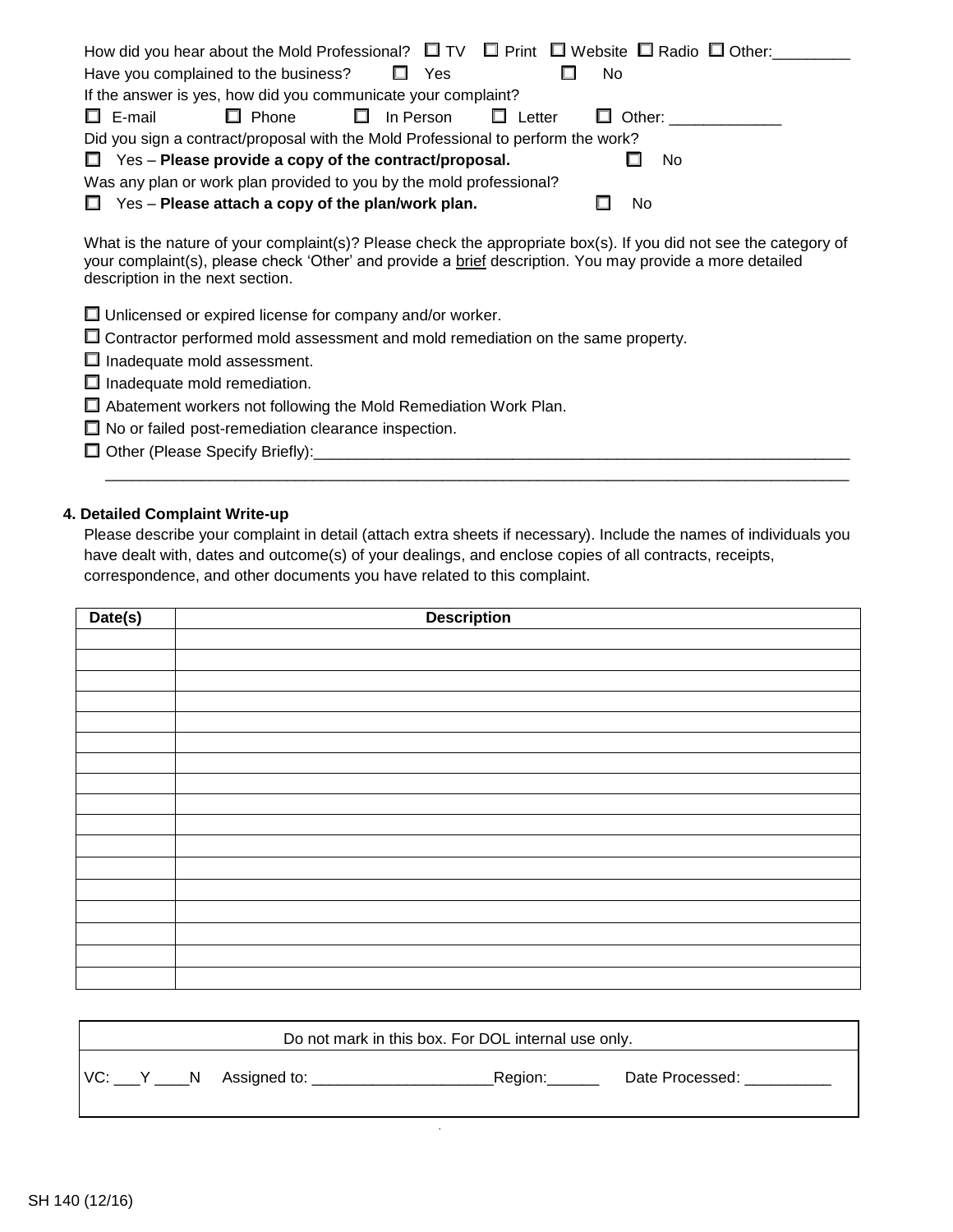How did you hear about the Mold Professional? ☐ TV ☐ Print ☐ Website ☐ Radio ☐ Other:_________

Have you complained to the business? ☐ Yes ☐ No

If the answer is yes, how did you communicate your complaint?

☐ E-mail ☐ Phone ☐ In Person ☐ Letter ☐ Other: _____________

Did you sign a contract/proposal with the Mold Professional to perform the work?

☐ Yes – **Please provide a copy of the contract/proposal.** ☐ No

Was any plan or work plan provided to you by the mold professional?

☐ Yes – **Please attach a copy of the plan/work plan.** ☐ No

What is the nature of your complaint(s)? Please check the appropriate box(s). If you did not see the category of your complaint(s), please check 'Other' and provide a brief description. You may provide a more detailed description in the next section.

☐ Unlicensed or expired license for company and/or worker.

☐ Contractor performed mold assessment and mold remediation on the same property.

☐ Inadequate mold assessment.

☐ Inadequate mold remediation.

☐ Abatement workers not following the Mold Remediation Work Plan.

☐ No or failed post-remediation clearance inspection.

☐ Other (Please Specify Briefly):_________________________________________________________________

_____________________________________________________________________________________

**4. Detailed Complaint Write-up**

Please describe your complaint in detail (attach extra sheets if necessary). Include the names of individuals you have dealt with, dates and outcome(s) of your dealings, and enclose copies of all contracts, receipts, correspondence, and other documents you have related to this complaint.

| Date(s) | Description |
|---|---|
| | |
| | |
| | |
| | |
| | |
| | |
| | |
| | |
| | |
| | |
| | |
| | |
| | |
| | |
| | |
| | |
| | |

| Do not mark in this box. For DOL internal use only. |
|---|
| VC: ___Y ____N Assigned to: _____________________Region:______ Date Processed: __________ |

SH 140 (12/16)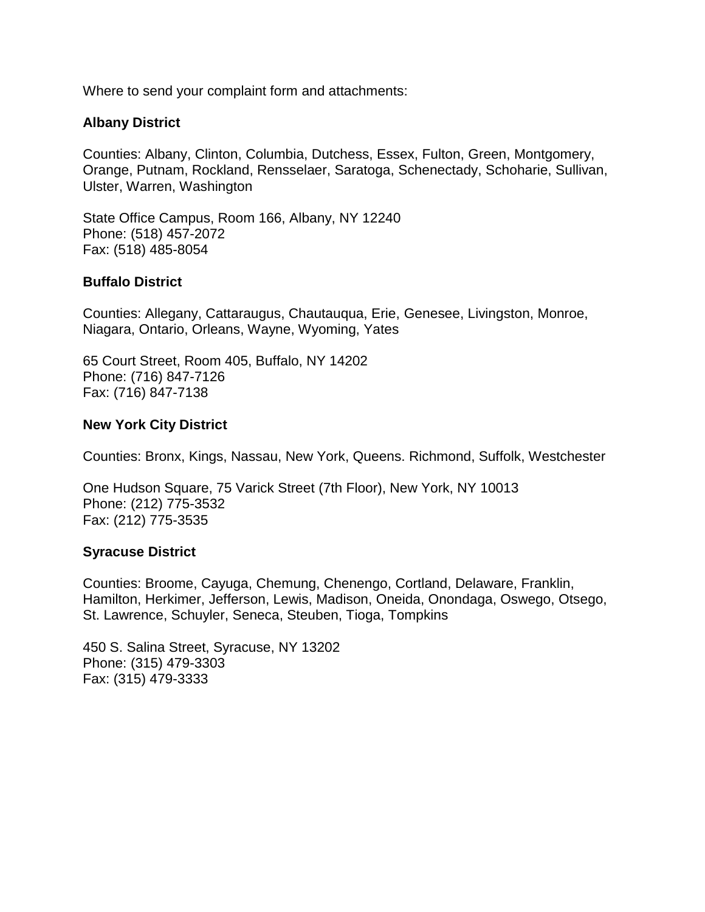Where to send your complaint form and attachments:

**Albany District**

Counties: Albany, Clinton, Columbia, Dutchess, Essex, Fulton, Green, Montgomery, Orange, Putnam, Rockland, Rensselaer, Saratoga, Schenectady, Schoharie, Sullivan, Ulster, Warren, Washington

State Office Campus, Room 166, Albany, NY 12240
Phone: (518) 457-2072
Fax: (518) 485-8054

**Buffalo District**

Counties: Allegany, Cattaraugus, Chautauqua, Erie, Genesee, Livingston, Monroe, Niagara, Ontario, Orleans, Wayne, Wyoming, Yates

65 Court Street, Room 405, Buffalo, NY 14202
Phone: (716) 847-7126
Fax: (716) 847-7138

**New York City District**

Counties: Bronx, Kings, Nassau, New York, Queens. Richmond, Suffolk, Westchester

One Hudson Square, 75 Varick Street (7th Floor), New York, NY 10013
Phone: (212) 775-3532
Fax: (212) 775-3535

**Syracuse District**

Counties: Broome, Cayuga, Chemung, Chenengo, Cortland, Delaware, Franklin, Hamilton, Herkimer, Jefferson, Lewis, Madison, Oneida, Onondaga, Oswego, Otsego, St. Lawrence, Schuyler, Seneca, Steuben, Tioga, Tompkins

450 S. Salina Street, Syracuse, NY 13202
Phone: (315) 479-3303
Fax: (315) 479-3333